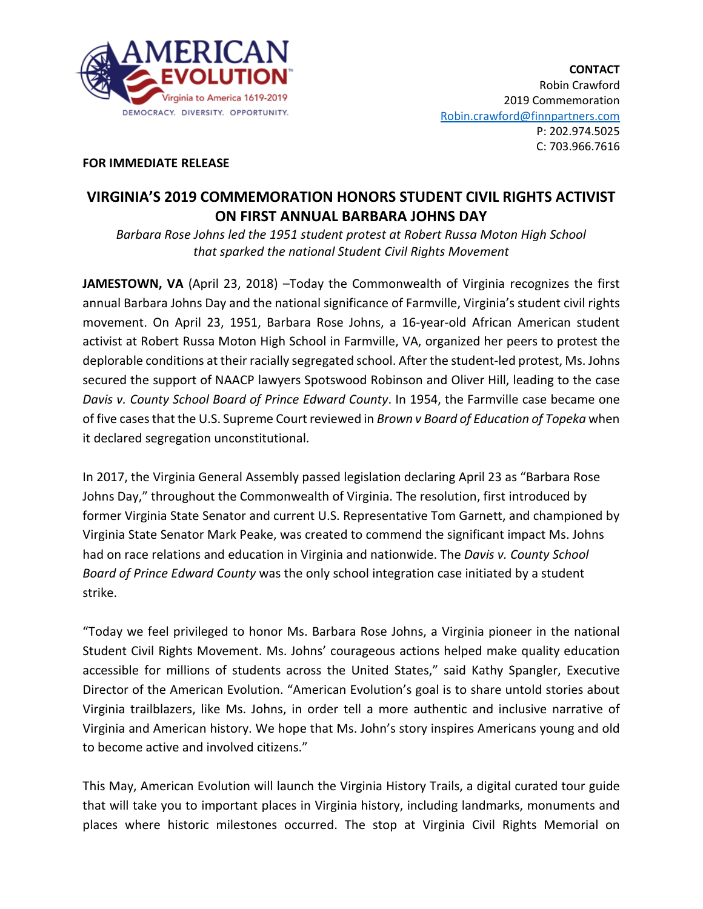AMERICAN EVOLUTION
Virginia to America 1619-2019
DEMOCRACY. DIVERSITY. OPPORTUNITY.

**CONTACT**
Robin Crawford
2019 Commemoration
Robin.crawford@finnpartners.com
P: 202.974.5025
C: 703.966.7616

**FOR IMMEDIATE RELEASE**

# VIRGINIA'S 2019 COMMEMORATION HONORS STUDENT CIVIL RIGHTS ACTIVIST ON FIRST ANNUAL BARBARA JOHNS DAY

*Barbara Rose Johns led the 1951 student protest at Robert Russa Moton High School that sparked the national Student Civil Rights Movement*

**JAMESTOWN, VA** (April 23, 2018) –Today the Commonwealth of Virginia recognizes the first annual Barbara Johns Day and the national significance of Farmville, Virginia's student civil rights movement. On April 23, 1951, Barbara Rose Johns, a 16-year-old African American student activist at Robert Russa Moton High School in Farmville, VA, organized her peers to protest the deplorable conditions at their racially segregated school. After the student-led protest, Ms. Johns secured the support of NAACP lawyers Spotswood Robinson and Oliver Hill, leading to the case *Davis v. County School Board of Prince Edward County*. In 1954, the Farmville case became one of five cases that the U.S. Supreme Court reviewed in *Brown v Board of Education of Topeka* when it declared segregation unconstitutional.

In 2017, the Virginia General Assembly passed legislation declaring April 23 as "Barbara Rose Johns Day," throughout the Commonwealth of Virginia. The resolution, first introduced by former Virginia State Senator and current U.S. Representative Tom Garnett, and championed by Virginia State Senator Mark Peake, was created to commend the significant impact Ms. Johns had on race relations and education in Virginia and nationwide. The *Davis v. County School Board of Prince Edward County* was the only school integration case initiated by a student strike.

"Today we feel privileged to honor Ms. Barbara Rose Johns, a Virginia pioneer in the national Student Civil Rights Movement. Ms. Johns' courageous actions helped make quality education accessible for millions of students across the United States," said Kathy Spangler, Executive Director of the American Evolution. "American Evolution's goal is to share untold stories about Virginia trailblazers, like Ms. Johns, in order tell a more authentic and inclusive narrative of Virginia and American history. We hope that Ms. John's story inspires Americans young and old to become active and involved citizens."

This May, American Evolution will launch the Virginia History Trails, a digital curated tour guide that will take you to important places in Virginia history, including landmarks, monuments and places where historic milestones occurred. The stop at Virginia Civil Rights Memorial on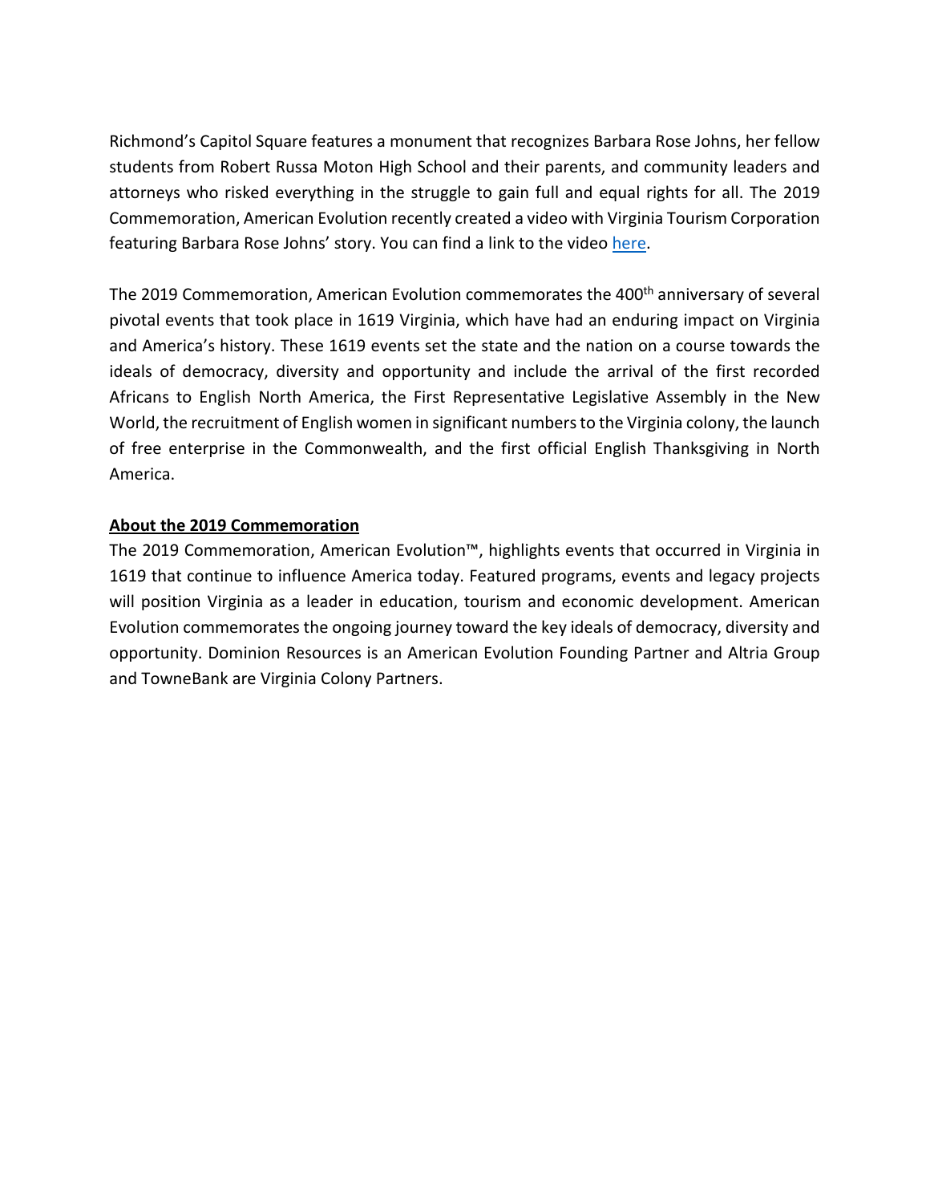Richmond's Capitol Square features a monument that recognizes Barbara Rose Johns, her fellow students from Robert Russa Moton High School and their parents, and community leaders and attorneys who risked everything in the struggle to gain full and equal rights for all. The 2019 Commemoration, American Evolution recently created a video with Virginia Tourism Corporation featuring Barbara Rose Johns' story. You can find a link to the video here.

The 2019 Commemoration, American Evolution commemorates the 400th anniversary of several pivotal events that took place in 1619 Virginia, which have had an enduring impact on Virginia and America's history. These 1619 events set the state and the nation on a course towards the ideals of democracy, diversity and opportunity and include the arrival of the first recorded Africans to English North America, the First Representative Legislative Assembly in the New World, the recruitment of English women in significant numbers to the Virginia colony, the launch of free enterprise in the Commonwealth, and the first official English Thanksgiving in North America.

**About the 2019 Commemoration**

The 2019 Commemoration, American Evolution™, highlights events that occurred in Virginia in 1619 that continue to influence America today. Featured programs, events and legacy projects will position Virginia as a leader in education, tourism and economic development. American Evolution commemorates the ongoing journey toward the key ideals of democracy, diversity and opportunity. Dominion Resources is an American Evolution Founding Partner and Altria Group and TowneBank are Virginia Colony Partners.